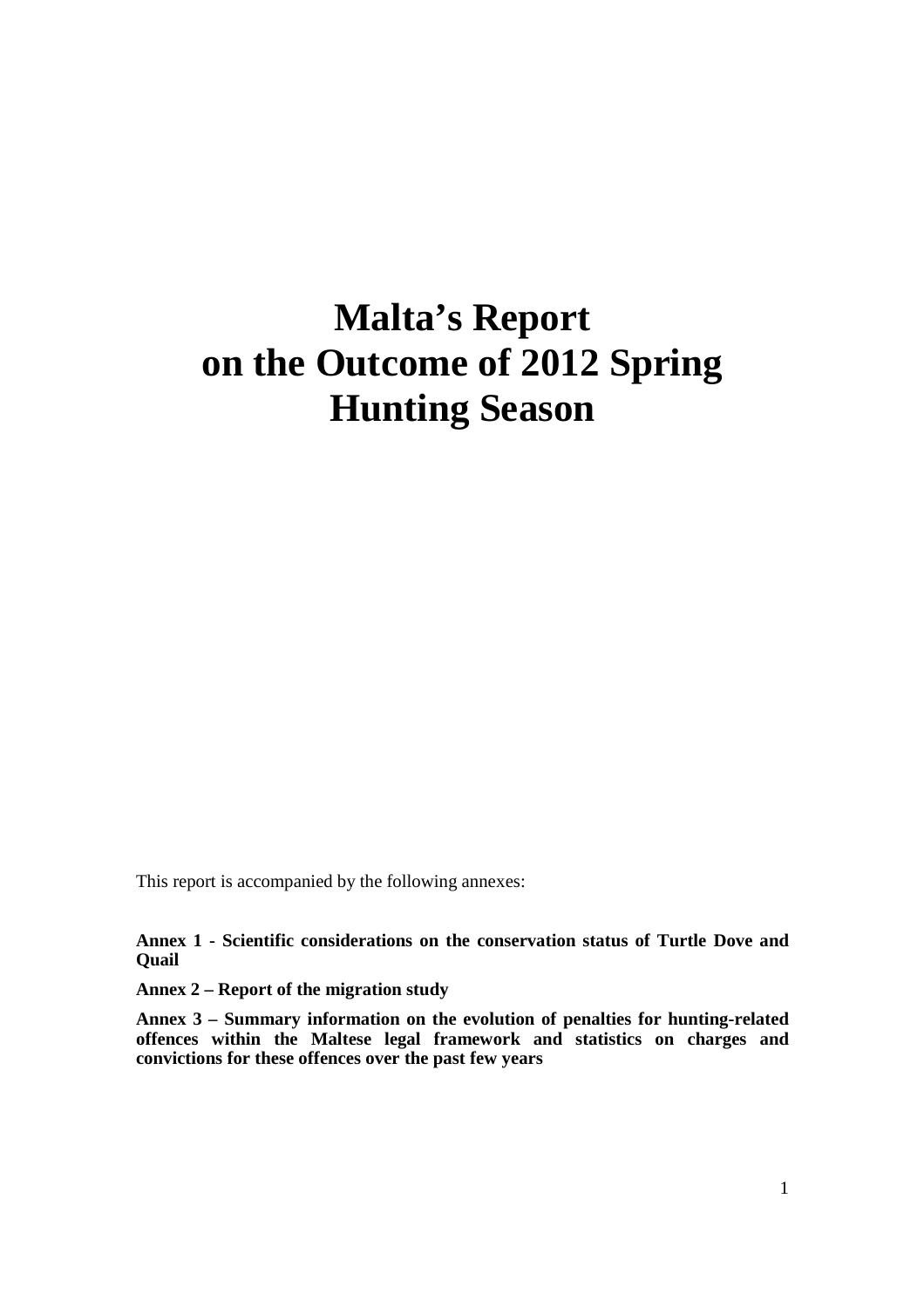# Malta's Report on the Outcome of 2012 Spring Hunting Season

This report is accompanied by the following annexes:

**Annex 1 - Scientific considerations on the conservation status of Turtle Dove and Quail**

**Annex 2 – Report of the migration study**

**Annex 3 – Summary information on the evolution of penalties for hunting-related offences within the Maltese legal framework and statistics on charges and convictions for these offences over the past few years**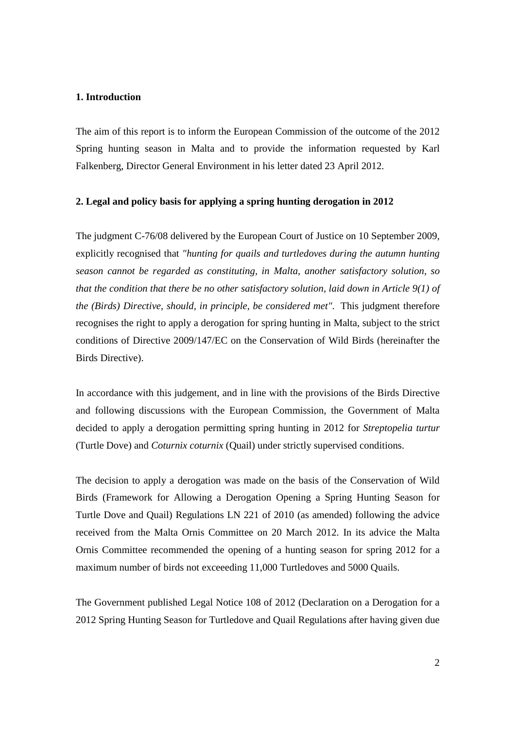## 1. Introduction

The aim of this report is to inform the European Commission of the outcome of the 2012 Spring hunting season in Malta and to provide the information requested by Karl Falkenberg, Director General Environment in his letter dated 23 April 2012.

## 2. Legal and policy basis for applying a spring hunting derogation in 2012

The judgment C-76/08 delivered by the European Court of Justice on 10 September 2009, explicitly recognised that *"hunting for quails and turtledoves during the autumn hunting season cannot be regarded as constituting, in Malta, another satisfactory solution, so that the condition that there be no other satisfactory solution, laid down in Article 9(1) of the (Birds) Directive, should, in principle, be considered met"*. This judgment therefore recognises the right to apply a derogation for spring hunting in Malta, subject to the strict conditions of Directive 2009/147/EC on the Conservation of Wild Birds (hereinafter the Birds Directive).

In accordance with this judgement, and in line with the provisions of the Birds Directive and following discussions with the European Commission, the Government of Malta decided to apply a derogation permitting spring hunting in 2012 for *Streptopelia turtur* (Turtle Dove) and *Coturnix coturnix* (Quail) under strictly supervised conditions.

The decision to apply a derogation was made on the basis of the Conservation of Wild Birds (Framework for Allowing a Derogation Opening a Spring Hunting Season for Turtle Dove and Quail) Regulations LN 221 of 2010 (as amended) following the advice received from the Malta Ornis Committee on 20 March 2012. In its advice the Malta Ornis Committee recommended the opening of a hunting season for spring 2012 for a maximum number of birds not exceeeding 11,000 Turtledoves and 5000 Quails.

The Government published Legal Notice 108 of 2012 (Declaration on a Derogation for a 2012 Spring Hunting Season for Turtledove and Quail Regulations after having given due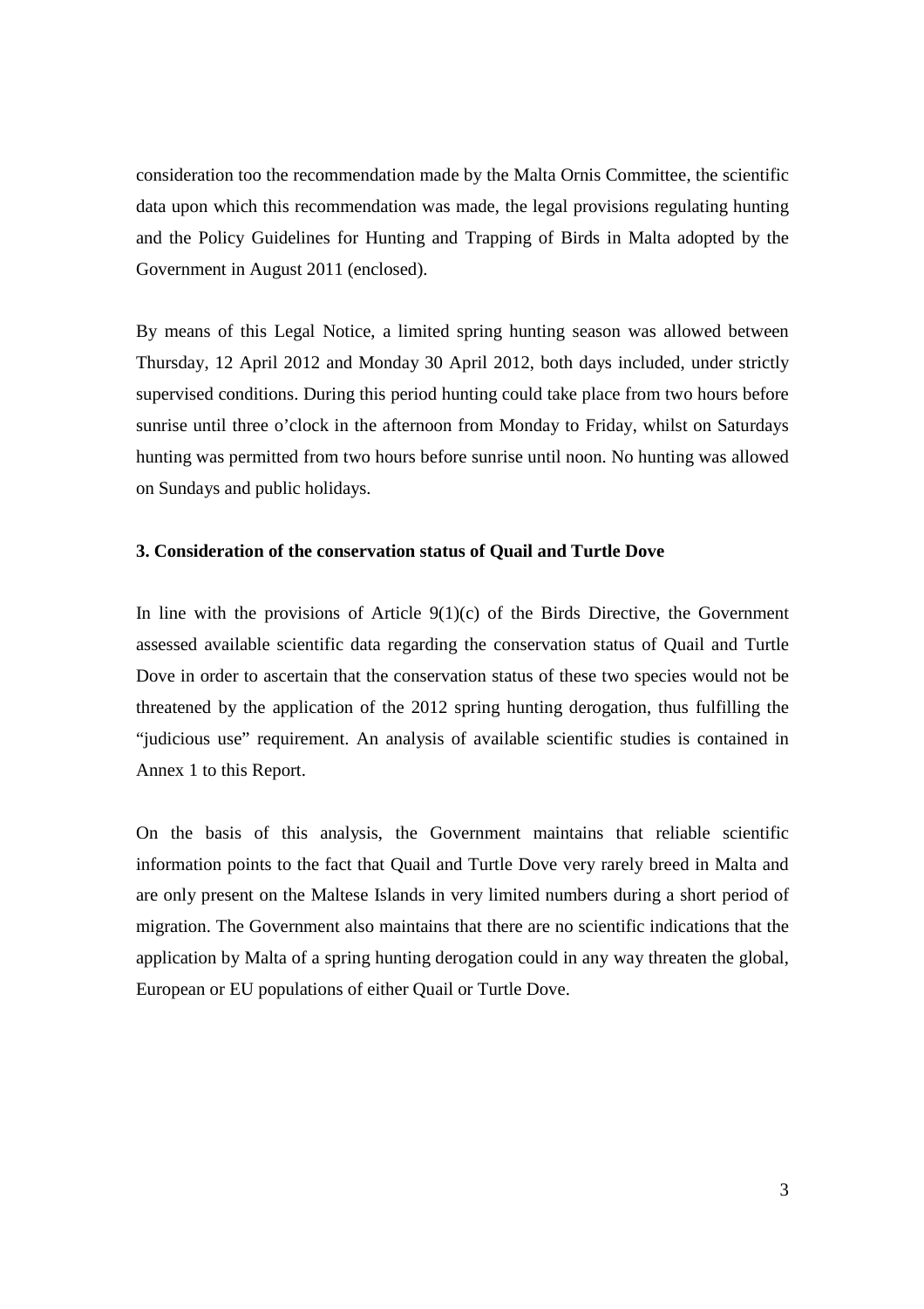consideration too the recommendation made by the Malta Ornis Committee, the scientific data upon which this recommendation was made, the legal provisions regulating hunting and the Policy Guidelines for Hunting and Trapping of Birds in Malta adopted by the Government in August 2011 (enclosed).

By means of this Legal Notice, a limited spring hunting season was allowed between Thursday, 12 April 2012 and Monday 30 April 2012, both days included, under strictly supervised conditions. During this period hunting could take place from two hours before sunrise until three o'clock in the afternoon from Monday to Friday, whilst on Saturdays hunting was permitted from two hours before sunrise until noon. No hunting was allowed on Sundays and public holidays.

### 3. Consideration of the conservation status of Quail and Turtle Dove

In line with the provisions of Article 9(1)(c) of the Birds Directive, the Government assessed available scientific data regarding the conservation status of Quail and Turtle Dove in order to ascertain that the conservation status of these two species would not be threatened by the application of the 2012 spring hunting derogation, thus fulfilling the "judicious use" requirement. An analysis of available scientific studies is contained in Annex 1 to this Report.

On the basis of this analysis, the Government maintains that reliable scientific information points to the fact that Quail and Turtle Dove very rarely breed in Malta and are only present on the Maltese Islands in very limited numbers during a short period of migration. The Government also maintains that there are no scientific indications that the application by Malta of a spring hunting derogation could in any way threaten the global, European or EU populations of either Quail or Turtle Dove.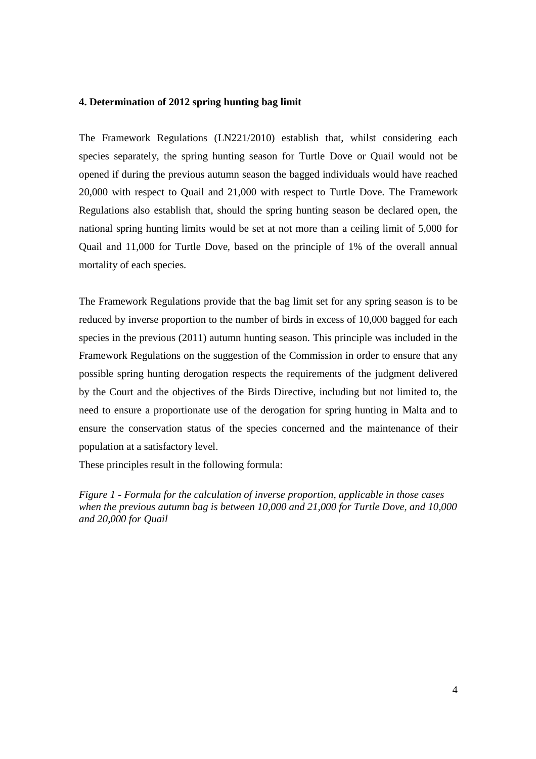#### 4. Determination of 2012 spring hunting bag limit

The Framework Regulations (LN221/2010) establish that, whilst considering each species separately, the spring hunting season for Turtle Dove or Quail would not be opened if during the previous autumn season the bagged individuals would have reached 20,000 with respect to Quail and 21,000 with respect to Turtle Dove. The Framework Regulations also establish that, should the spring hunting season be declared open, the national spring hunting limits would be set at not more than a ceiling limit of 5,000 for Quail and 11,000 for Turtle Dove, based on the principle of 1% of the overall annual mortality of each species.

The Framework Regulations provide that the bag limit set for any spring season is to be reduced by inverse proportion to the number of birds in excess of 10,000 bagged for each species in the previous (2011) autumn hunting season. This principle was included in the Framework Regulations on the suggestion of the Commission in order to ensure that any possible spring hunting derogation respects the requirements of the judgment delivered by the Court and the objectives of the Birds Directive, including but not limited to, the need to ensure a proportionate use of the derogation for spring hunting in Malta and to ensure the conservation status of the species concerned and the maintenance of their population at a satisfactory level.

These principles result in the following formula:

*Figure 1 - Formula for the calculation of inverse proportion, applicable in those cases when the previous autumn bag is between 10,000 and 21,000 for Turtle Dove, and 10,000 and 20,000 for Quail*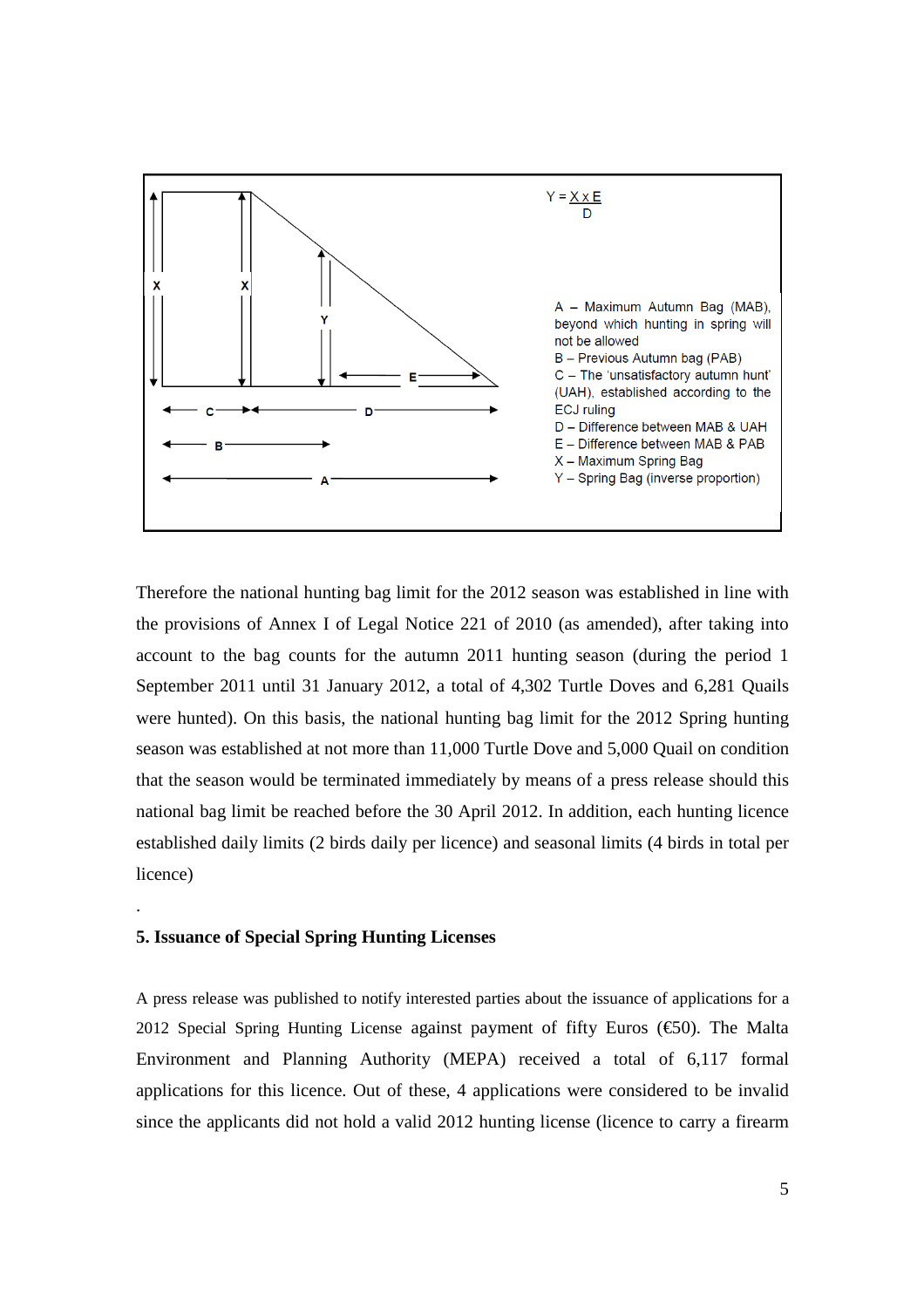$$Y = \frac{X \times E}{D}$$

A – Maximum Autumn Bag (MAB), beyond which hunting in spring will not be allowed
B – Previous Autumn bag (PAB)
C – The 'unsatisfactory autumn hunt' (UAH), established according to the ECJ ruling
D – Difference between MAB & UAH
E – Difference between MAB & PAB
X – Maximum Spring Bag
Y – Spring Bag (inverse proportion)

Therefore the national hunting bag limit for the 2012 season was established in line with the provisions of Annex I of Legal Notice 221 of 2010 (as amended), after taking into account to the bag counts for the autumn 2011 hunting season (during the period 1 September 2011 until 31 January 2012, a total of 4,302 Turtle Doves and 6,281 Quails were hunted). On this basis, the national hunting bag limit for the 2012 Spring hunting season was established at not more than 11,000 Turtle Dove and 5,000 Quail on condition that the season would be terminated immediately by means of a press release should this national bag limit be reached before the 30 April 2012. In addition, each hunting licence established daily limits (2 birds daily per licence) and seasonal limits (4 birds in total per licence)

.

### 5. Issuance of Special Spring Hunting Licenses

A press release was published to notify interested parties about the issuance of applications for a 2012 Special Spring Hunting License against payment of fifty Euros (€50). The Malta Environment and Planning Authority (MEPA) received a total of 6,117 formal applications for this licence. Out of these, 4 applications were considered to be invalid since the applicants did not hold a valid 2012 hunting license (licence to carry a firearm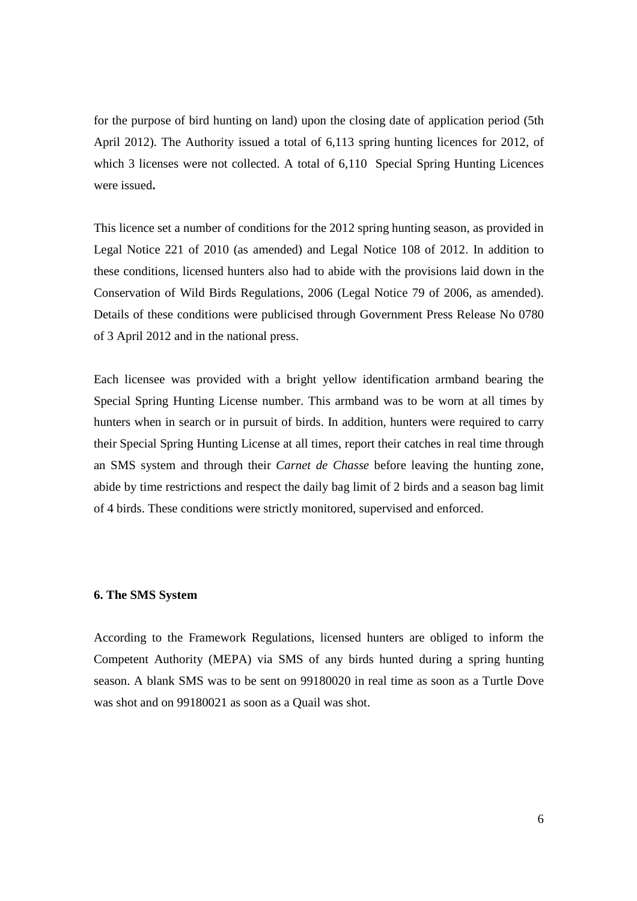for the purpose of bird hunting on land) upon the closing date of application period (5th April 2012). The Authority issued a total of 6,113 spring hunting licences for 2012, of which 3 licenses were not collected. A total of 6,110 Special Spring Hunting Licences were issued**.**

This licence set a number of conditions for the 2012 spring hunting season, as provided in Legal Notice 221 of 2010 (as amended) and Legal Notice 108 of 2012. In addition to these conditions, licensed hunters also had to abide with the provisions laid down in the Conservation of Wild Birds Regulations, 2006 (Legal Notice 79 of 2006, as amended). Details of these conditions were publicised through Government Press Release No 0780 of 3 April 2012 and in the national press.

Each licensee was provided with a bright yellow identification armband bearing the Special Spring Hunting License number. This armband was to be worn at all times by hunters when in search or in pursuit of birds. In addition, hunters were required to carry their Special Spring Hunting License at all times, report their catches in real time through an SMS system and through their *Carnet de Chasse* before leaving the hunting zone, abide by time restrictions and respect the daily bag limit of 2 birds and a season bag limit of 4 birds. These conditions were strictly monitored, supervised and enforced.

**6. The SMS System**

According to the Framework Regulations, licensed hunters are obliged to inform the Competent Authority (MEPA) via SMS of any birds hunted during a spring hunting season. A blank SMS was to be sent on 99180020 in real time as soon as a Turtle Dove was shot and on 99180021 as soon as a Quail was shot.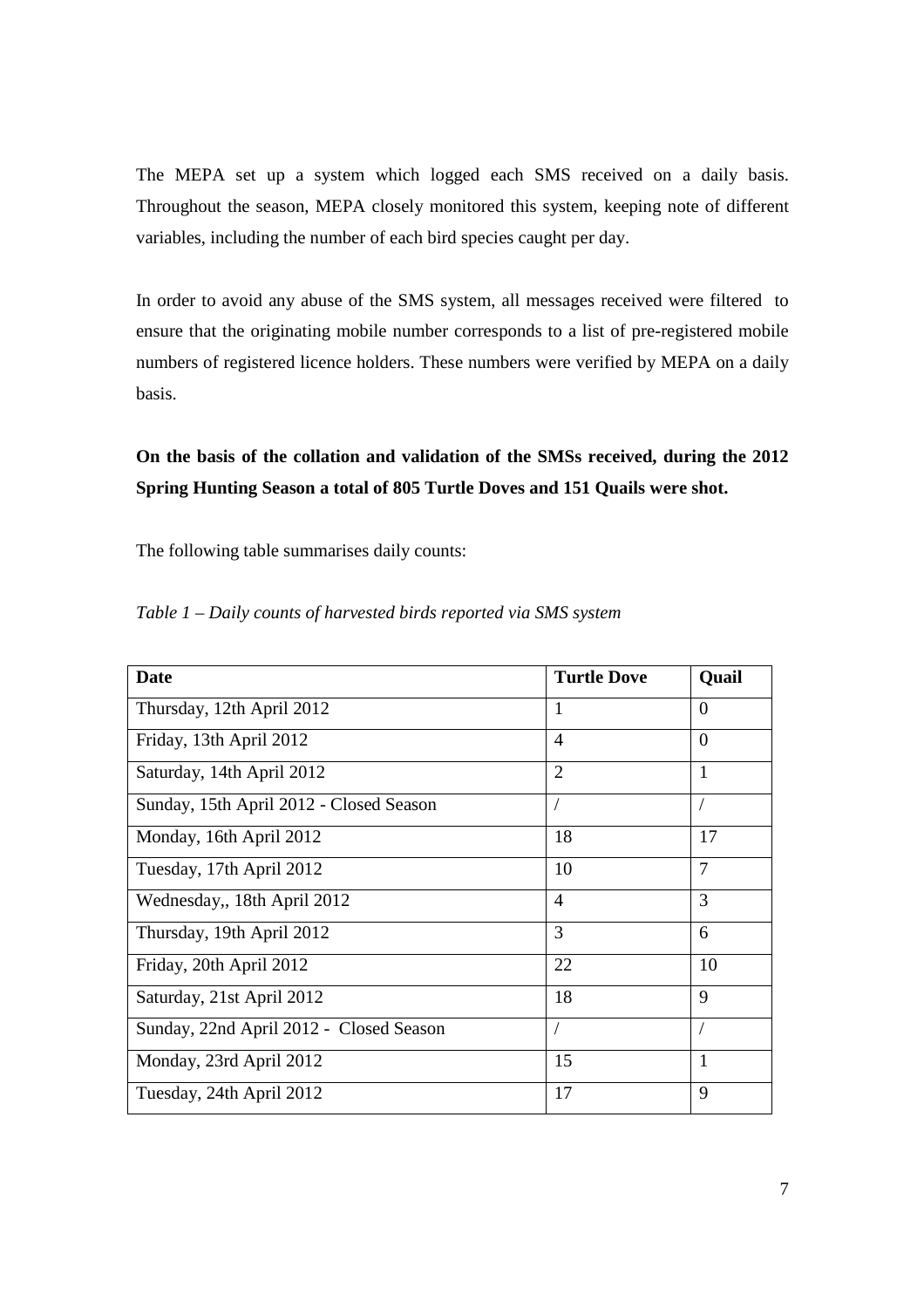The MEPA set up a system which logged each SMS received on a daily basis. Throughout the season, MEPA closely monitored this system, keeping note of different variables, including the number of each bird species caught per day.

In order to avoid any abuse of the SMS system, all messages received were filtered to ensure that the originating mobile number corresponds to a list of pre-registered mobile numbers of registered licence holders. These numbers were verified by MEPA on a daily basis.

**On the basis of the collation and validation of the SMSs received, during the 2012 Spring Hunting Season a total of 805 Turtle Doves and 151 Quails were shot.**

The following table summarises daily counts:

*Table 1 – Daily counts of harvested birds reported via SMS system*

| Date | Turtle Dove | Quail |
|---|---|---|
| Thursday, 12th April 2012 | 1 | 0 |
| Friday, 13th April 2012 | 4 | 0 |
| Saturday, 14th April 2012 | 2 | 1 |
| Sunday, 15th April 2012 - Closed Season | / | / |
| Monday, 16th April 2012 | 18 | 17 |
| Tuesday, 17th April 2012 | 10 | 7 |
| Wednesday,, 18th April 2012 | 4 | 3 |
| Thursday, 19th April 2012 | 3 | 6 |
| Friday, 20th April 2012 | 22 | 10 |
| Saturday, 21st April 2012 | 18 | 9 |
| Sunday, 22nd April 2012 - Closed Season | / | / |
| Monday, 23rd April 2012 | 15 | 1 |
| Tuesday, 24th April 2012 | 17 | 9 |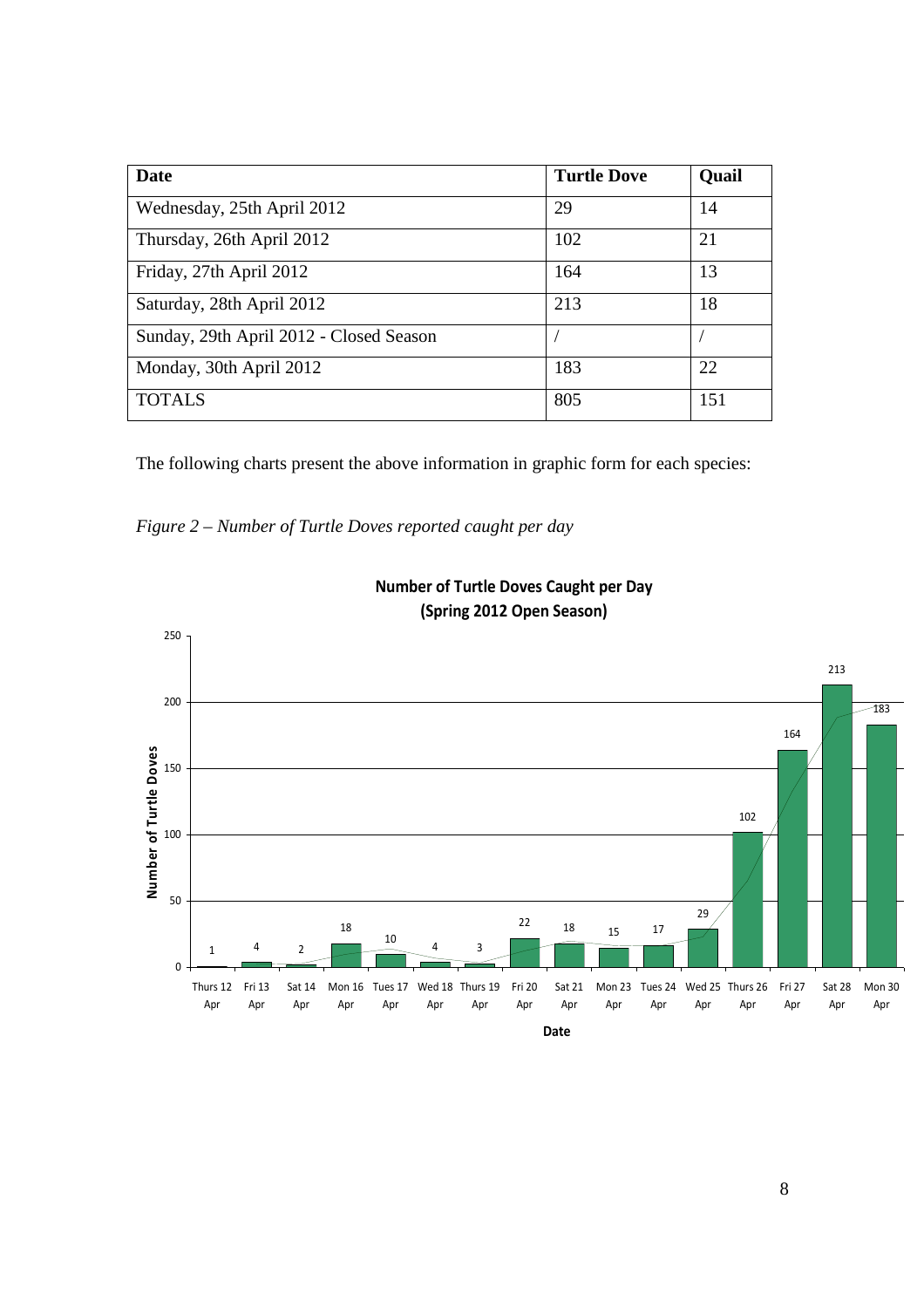| Date | Turtle Dove | Quail |
|---|---|---|
| Wednesday, 25th April 2012 | 29 | 14 |
| Thursday, 26th April 2012 | 102 | 21 |
| Friday, 27th April 2012 | 164 | 13 |
| Saturday, 28th April 2012 | 213 | 18 |
| Sunday, 29th April 2012 - Closed Season | / | / |
| Monday, 30th April 2012 | 183 | 22 |
| TOTALS | 805 | 151 |

The following charts present the above information in graphic form for each species:

*Figure 2 – Number of Turtle Doves reported caught per day*

**Number of Turtle Doves Caught per Day (Spring 2012 Open Season)**

| Date | Number of Turtle Doves |
|---|---|
| Thurs 12 Apr | 1 |
| Fri 13 Apr | 4 |
| Sat 14 Apr | 2 |
| Mon 16 Apr | 18 |
| Tues 17 Apr | 10 |
| Wed 18 Apr | 4 |
| Thurs 19 Apr | 3 |
| Fri 20 Apr | 22 |
| Sat 21 Apr | 18 |
| Mon 23 Apr | 15 |
| Tues 24 Apr | 17 |
| Wed 25 Apr | 29 |
| Thurs 26 Apr | 102 |
| Fri 27 Apr | 164 |
| Sat 28 Apr | 213 |
| Mon 30 Apr | 183 |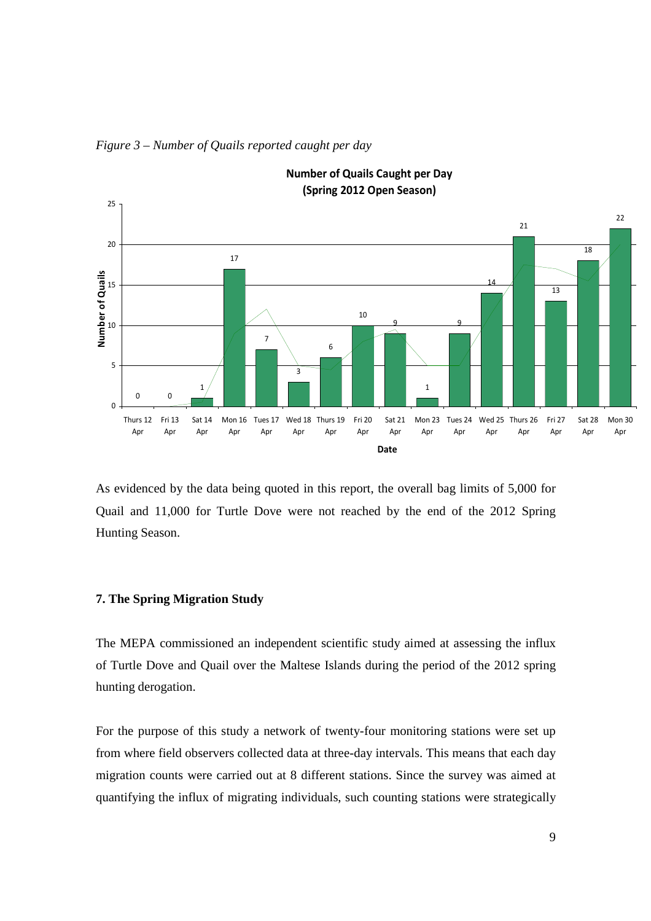*Figure 3 – Number of Quails reported caught per day*

**Number of Quails Caught per Day (Spring 2012 Open Season)**

| Date | Number of Quails |
| --- | --- |
| Thurs 12 Apr | 0 |
| Fri 13 Apr | 0 |
| Sat 14 Apr | 1 |
| Mon 16 Apr | 17 |
| Tues 17 Apr | 7 |
| Wed 18 Apr | 3 |
| Thurs 19 Apr | 6 |
| Fri 20 Apr | 10 |
| Sat 21 Apr | 9 |
| Mon 23 Apr | 1 |
| Tues 24 Apr | 9 |
| Wed 25 Apr | 14 |
| Thurs 26 Apr | 21 |
| Fri 27 Apr | 13 |
| Sat 28 Apr | 18 |
| Mon 30 Apr | 22 |

As evidenced by the data being quoted in this report, the overall bag limits of 5,000 for Quail and 11,000 for Turtle Dove were not reached by the end of the 2012 Spring Hunting Season.

## 7. The Spring Migration Study

The MEPA commissioned an independent scientific study aimed at assessing the influx of Turtle Dove and Quail over the Maltese Islands during the period of the 2012 spring hunting derogation.

For the purpose of this study a network of twenty-four monitoring stations were set up from where field observers collected data at three-day intervals. This means that each day migration counts were carried out at 8 different stations. Since the survey was aimed at quantifying the influx of migrating individuals, such counting stations were strategically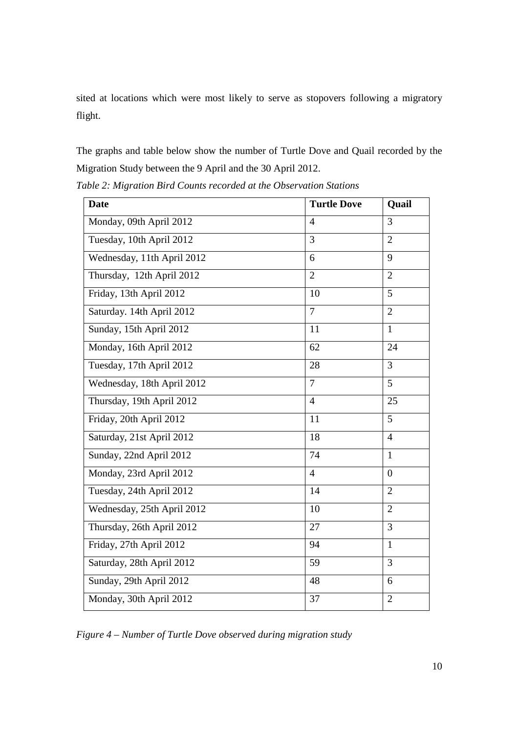sited at locations which were most likely to serve as stopovers following a migratory flight.

The graphs and table below show the number of Turtle Dove and Quail recorded by the Migration Study between the 9 April and the 30 April 2012.

*Table 2: Migration Bird Counts recorded at the Observation Stations*

| Date | Turtle Dove | Quail |
|---|---|---|
| Monday, 09th April 2012 | 4 | 3 |
| Tuesday, 10th April 2012 | 3 | 2 |
| Wednesday, 11th April 2012 | 6 | 9 |
| Thursday, 12th April 2012 | 2 | 2 |
| Friday, 13th April 2012 | 10 | 5 |
| Saturday. 14th April 2012 | 7 | 2 |
| Sunday, 15th April 2012 | 11 | 1 |
| Monday, 16th April 2012 | 62 | 24 |
| Tuesday, 17th April 2012 | 28 | 3 |
| Wednesday, 18th April 2012 | 7 | 5 |
| Thursday, 19th April 2012 | 4 | 25 |
| Friday, 20th April 2012 | 11 | 5 |
| Saturday, 21st April 2012 | 18 | 4 |
| Sunday, 22nd April 2012 | 74 | 1 |
| Monday, 23rd April 2012 | 4 | 0 |
| Tuesday, 24th April 2012 | 14 | 2 |
| Wednesday, 25th April 2012 | 10 | 2 |
| Thursday, 26th April 2012 | 27 | 3 |
| Friday, 27th April 2012 | 94 | 1 |
| Saturday, 28th April 2012 | 59 | 3 |
| Sunday, 29th April 2012 | 48 | 6 |
| Monday, 30th April 2012 | 37 | 2 |

*Figure 4 – Number of Turtle Dove observed during migration study*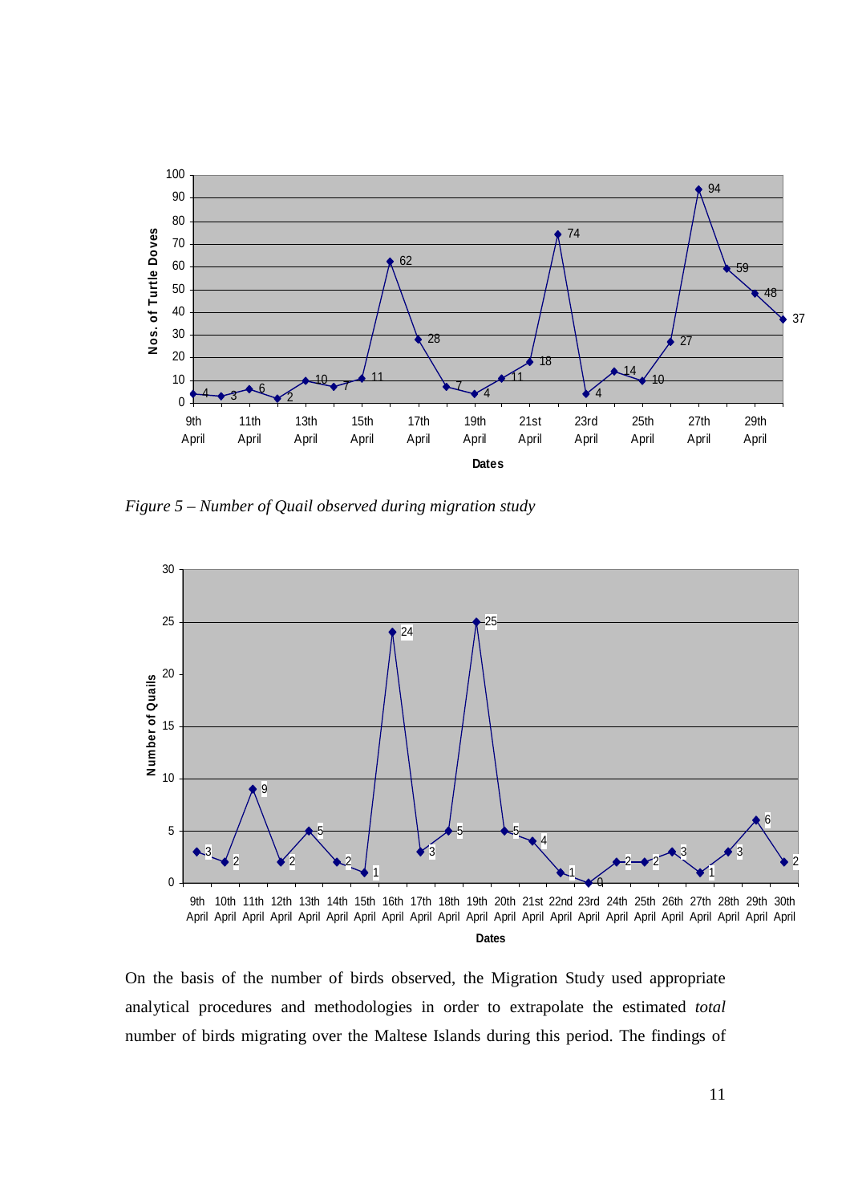Figure 5 – Number of Quail observed during migration study

On the basis of the number of birds observed, the Migration Study used appropriate analytical procedures and methodologies in order to extrapolate the estimated *total* number of birds migrating over the Maltese Islands during this period. The findings of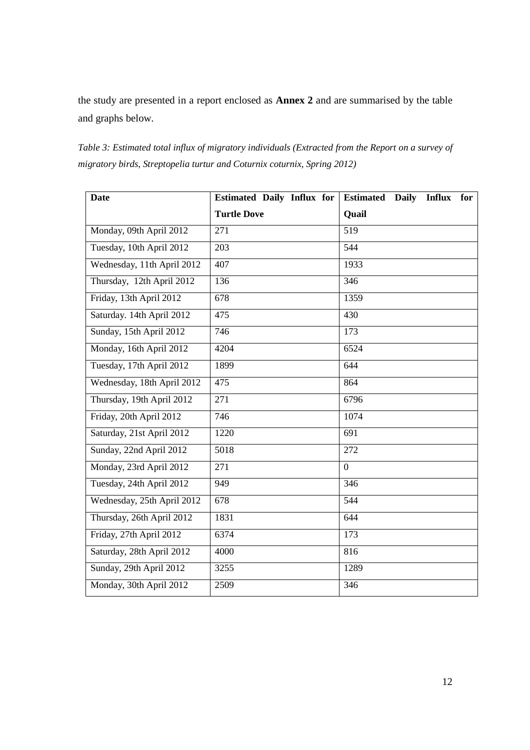the study are presented in a report enclosed as **Annex 2** and are summarised by the table and graphs below.

*Table 3: Estimated total influx of migratory individuals (Extracted from the Report on a survey of migratory birds, Streptopelia turtur and Coturnix coturnix, Spring 2012)*

| Date | Estimated Daily Influx for Turtle Dove | Estimated Daily Influx for Quail |
|---|---|---|
| Monday, 09th April 2012 | 271 | 519 |
| Tuesday, 10th April 2012 | 203 | 544 |
| Wednesday, 11th April 2012 | 407 | 1933 |
| Thursday, 12th April 2012 | 136 | 346 |
| Friday, 13th April 2012 | 678 | 1359 |
| Saturday. 14th April 2012 | 475 | 430 |
| Sunday, 15th April 2012 | 746 | 173 |
| Monday, 16th April 2012 | 4204 | 6524 |
| Tuesday, 17th April 2012 | 1899 | 644 |
| Wednesday, 18th April 2012 | 475 | 864 |
| Thursday, 19th April 2012 | 271 | 6796 |
| Friday, 20th April 2012 | 746 | 1074 |
| Saturday, 21st April 2012 | 1220 | 691 |
| Sunday, 22nd April 2012 | 5018 | 272 |
| Monday, 23rd April 2012 | 271 | 0 |
| Tuesday, 24th April 2012 | 949 | 346 |
| Wednesday, 25th April 2012 | 678 | 544 |
| Thursday, 26th April 2012 | 1831 | 644 |
| Friday, 27th April 2012 | 6374 | 173 |
| Saturday, 28th April 2012 | 4000 | 816 |
| Sunday, 29th April 2012 | 3255 | 1289 |
| Monday, 30th April 2012 | 2509 | 346 |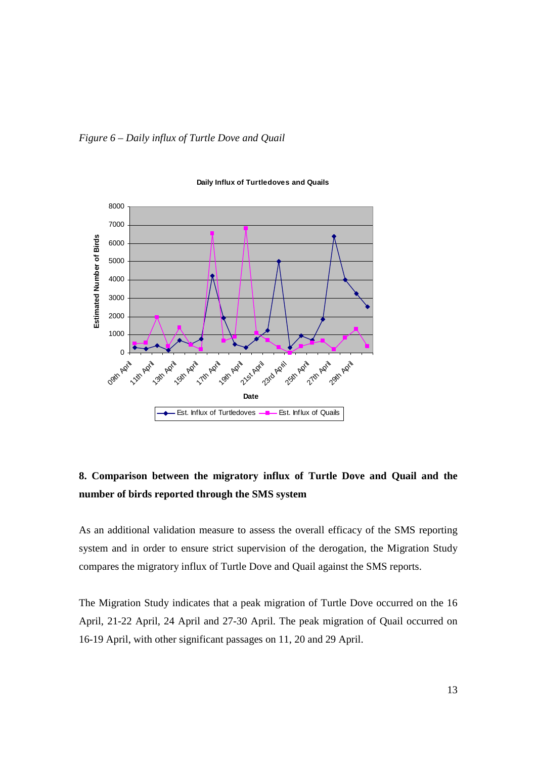*Figure 6 – Daily influx of Turtle Dove and Quail*

## 8. Comparison between the migratory influx of Turtle Dove and Quail and the number of birds reported through the SMS system

As an additional validation measure to assess the overall efficacy of the SMS reporting system and in order to ensure strict supervision of the derogation, the Migration Study compares the migratory influx of Turtle Dove and Quail against the SMS reports.

The Migration Study indicates that a peak migration of Turtle Dove occurred on the 16 April, 21-22 April, 24 April and 27-30 April. The peak migration of Quail occurred on 16-19 April, with other significant passages on 11, 20 and 29 April.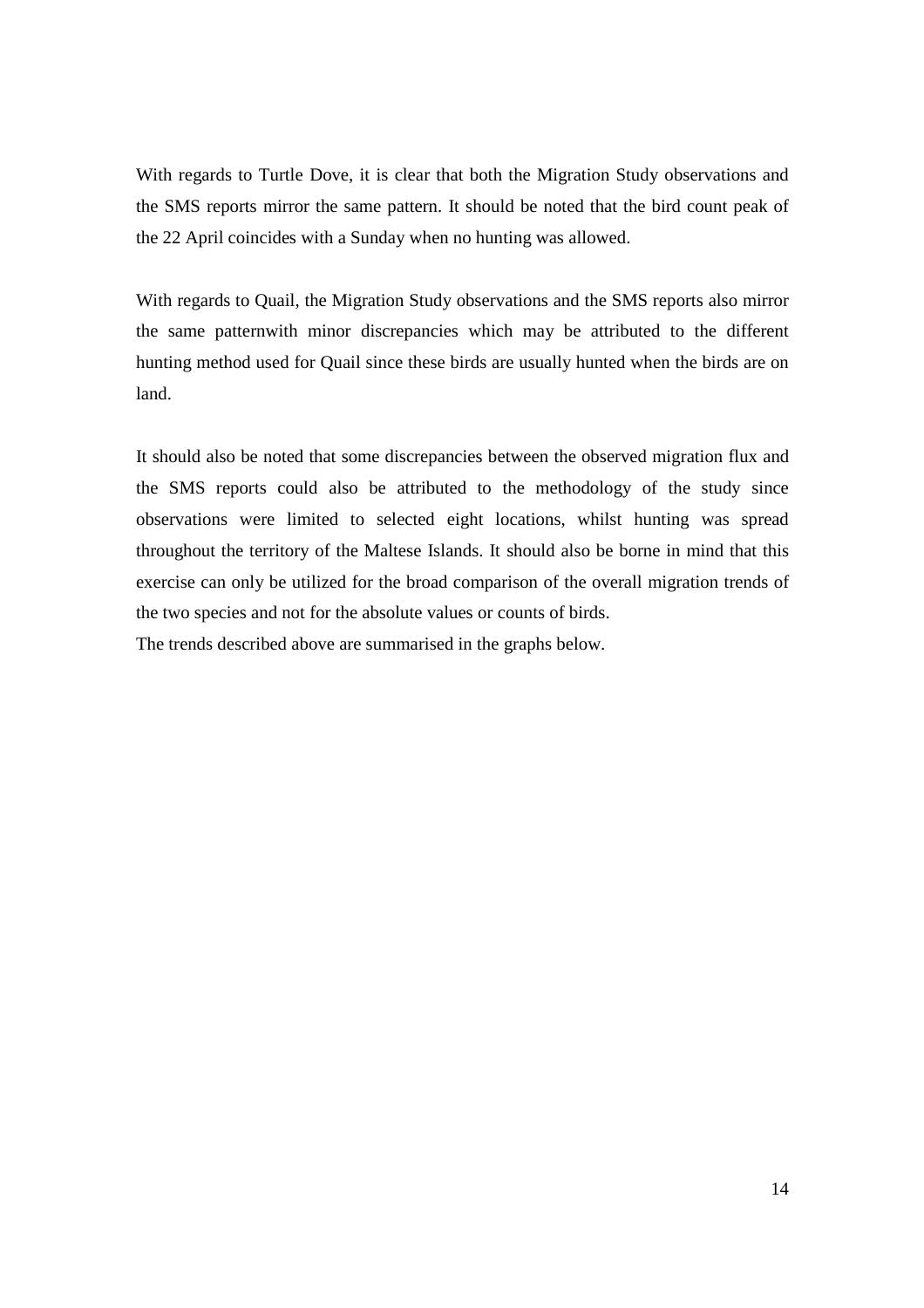With regards to Turtle Dove, it is clear that both the Migration Study observations and the SMS reports mirror the same pattern. It should be noted that the bird count peak of the 22 April coincides with a Sunday when no hunting was allowed.

With regards to Quail, the Migration Study observations and the SMS reports also mirror the same patternwith minor discrepancies which may be attributed to the different hunting method used for Quail since these birds are usually hunted when the birds are on land.

It should also be noted that some discrepancies between the observed migration flux and the SMS reports could also be attributed to the methodology of the study since observations were limited to selected eight locations, whilst hunting was spread throughout the territory of the Maltese Islands. It should also be borne in mind that this exercise can only be utilized for the broad comparison of the overall migration trends of the two species and not for the absolute values or counts of birds.
The trends described above are summarised in the graphs below.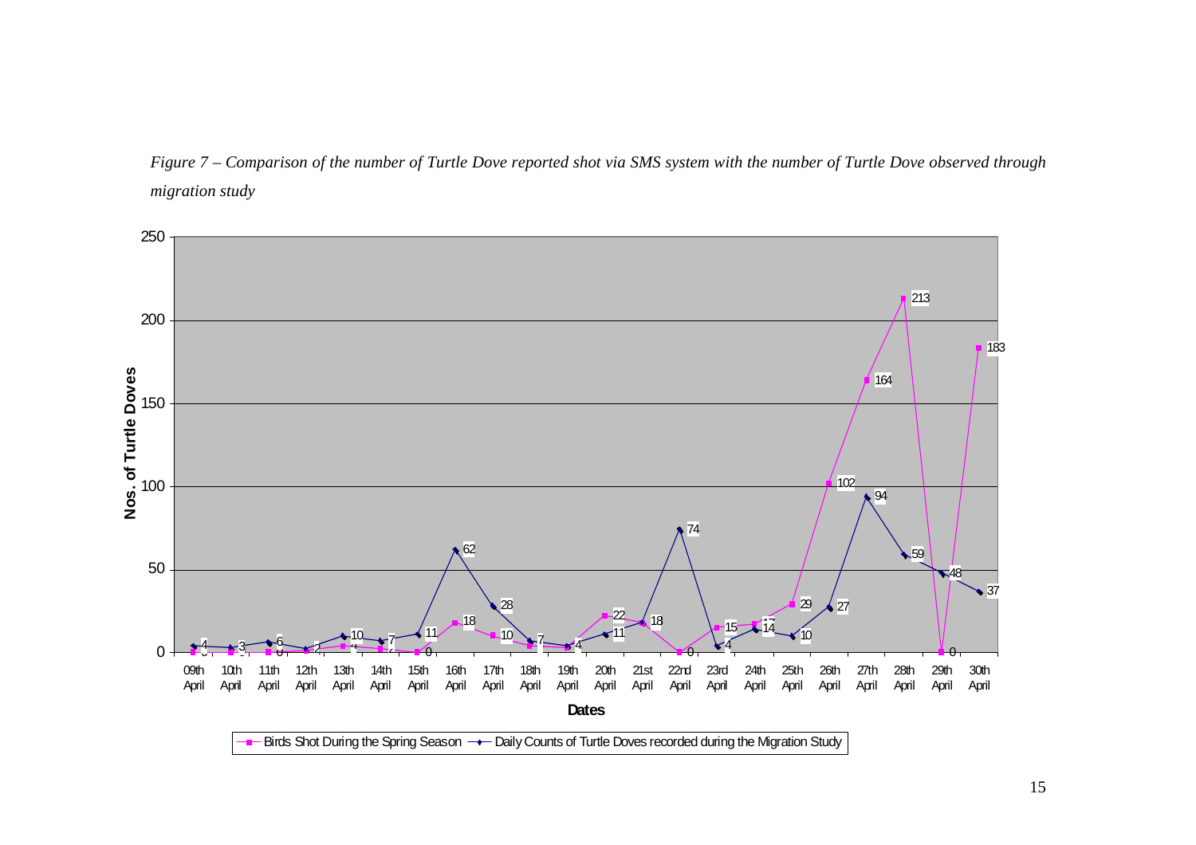*Figure 7 – Comparison of the number of Turtle Dove reported shot via SMS system with the number of Turtle Dove observed through migration study*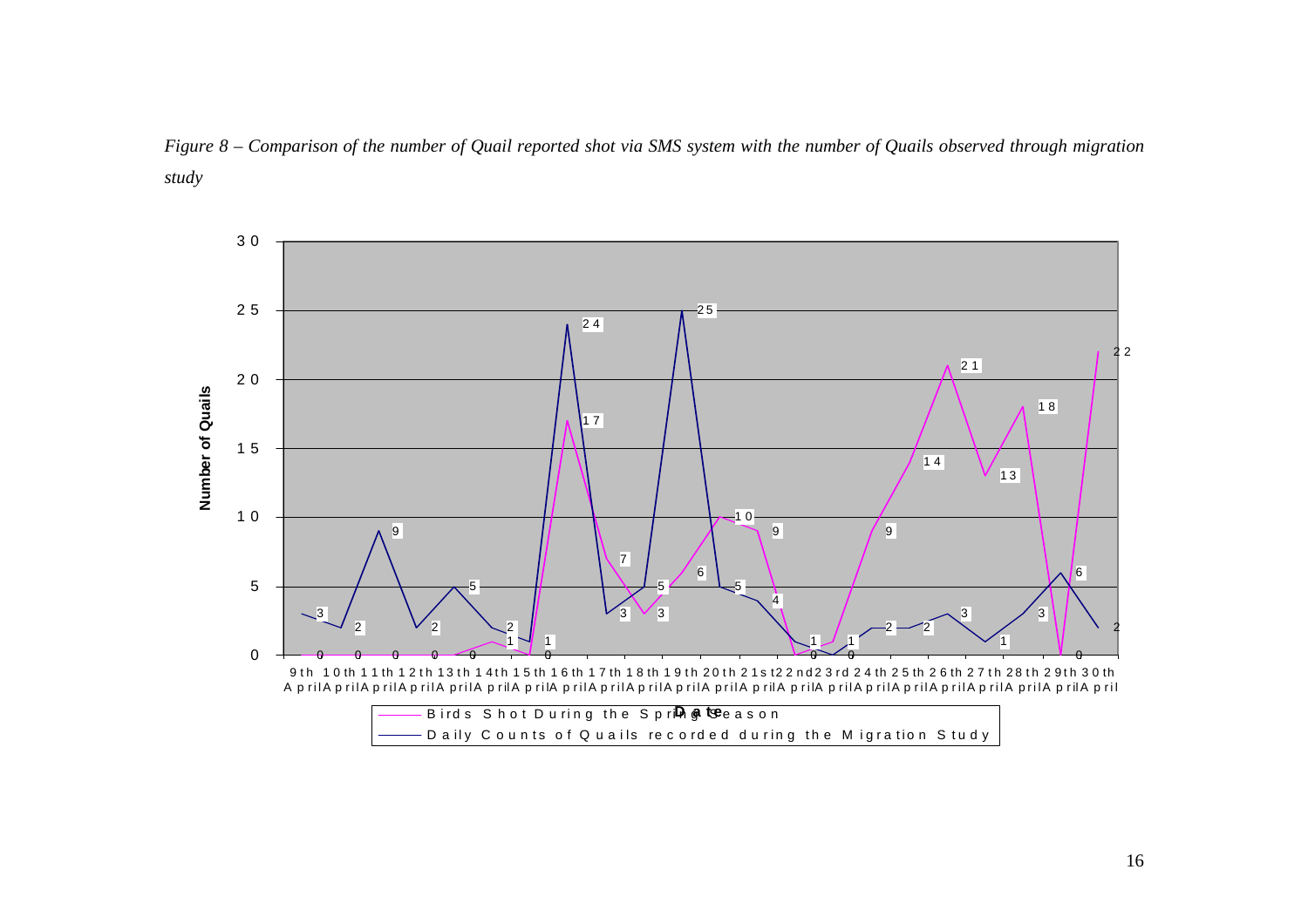*Figure 8 – Comparison of the number of Quail reported shot via SMS system with the number of Quails observed through migration study*

| Date | Birds Shot During the Spring Season | Daily Counts of Quails recorded during the Migration Study |
|---|---|---|
| 9th April | 0 | 3 |
| 10th April | 0 | 2 |
| 11th April | 0 | 9 |
| 12th April | 0 | 2 |
| 13th April | 0 | 5 |
| 14th April | 1 | 2 |
| 15th April | 0 | 1 |
| 16th April | 17 | 24 |
| 17th April | 7 | 3 |
| 18th April | 3 | 5 |
| 19th April | 6 | 25 |
| 20th April | 10 | 5 |
| 21st April | 9 | 4 |
| 22nd April | 0 | 1 |
| 23rd April | 1 | 0 |
| 24th April | 9 | 2 |
| 25th April | 14 | 2 |
| 26th April | 21 | 3 |
| 27th April | 13 | 1 |
| 28th April | 18 | 3 |
| 29th April | 0 | 6 |
| 30th April | 22 | 2 |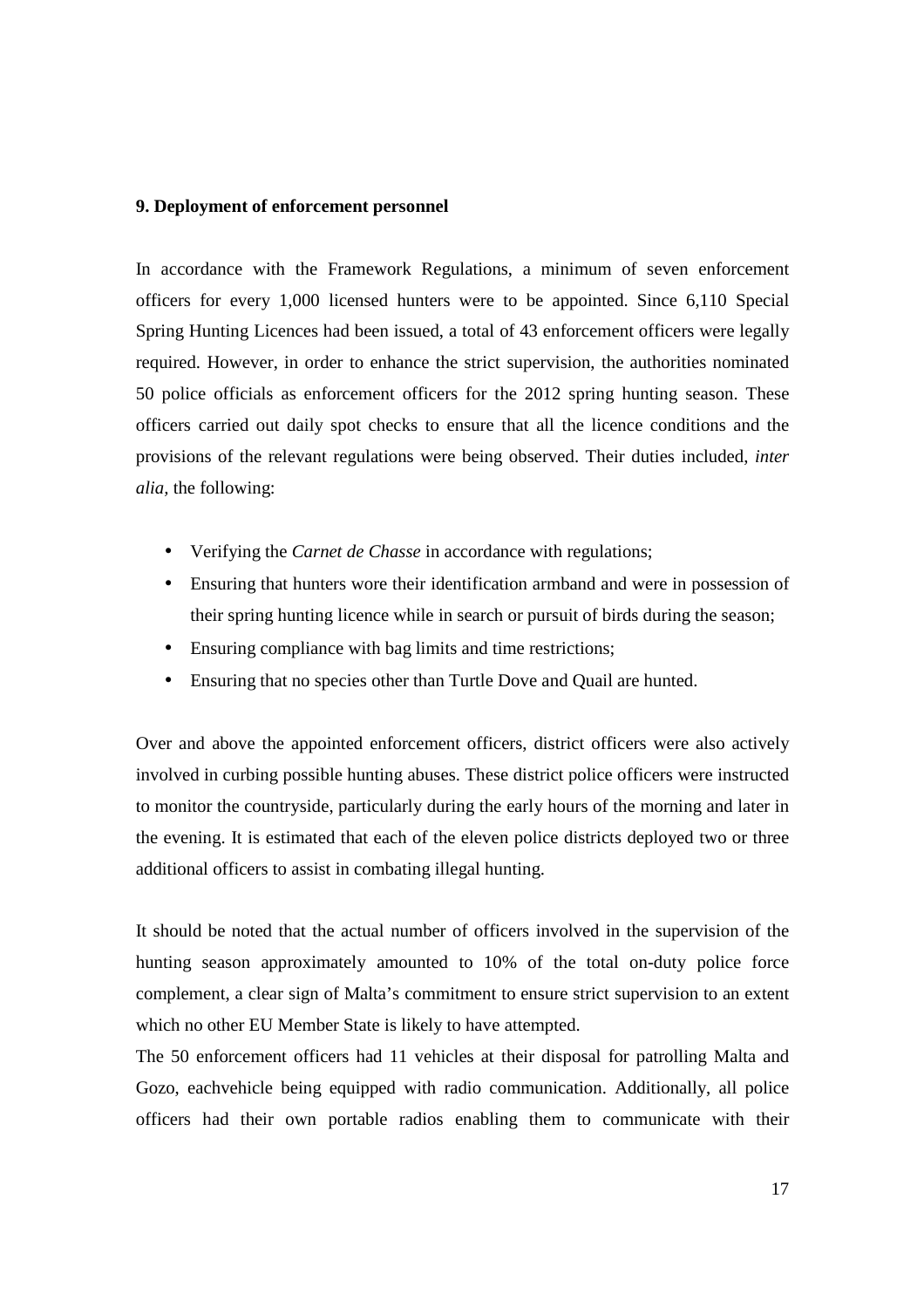**9. Deployment of enforcement personnel**

In accordance with the Framework Regulations, a minimum of seven enforcement officers for every 1,000 licensed hunters were to be appointed. Since 6,110 Special Spring Hunting Licences had been issued, a total of 43 enforcement officers were legally required. However, in order to enhance the strict supervision, the authorities nominated 50 police officials as enforcement officers for the 2012 spring hunting season. These officers carried out daily spot checks to ensure that all the licence conditions and the provisions of the relevant regulations were being observed. Their duties included, *inter alia,* the following:

- Verifying the *Carnet de Chasse* in accordance with regulations;
- Ensuring that hunters wore their identification armband and were in possession of their spring hunting licence while in search or pursuit of birds during the season;
- Ensuring compliance with bag limits and time restrictions;
- Ensuring that no species other than Turtle Dove and Quail are hunted.

Over and above the appointed enforcement officers, district officers were also actively involved in curbing possible hunting abuses. These district police officers were instructed to monitor the countryside, particularly during the early hours of the morning and later in the evening. It is estimated that each of the eleven police districts deployed two or three additional officers to assist in combating illegal hunting.

It should be noted that the actual number of officers involved in the supervision of the hunting season approximately amounted to 10% of the total on-duty police force complement, a clear sign of Malta's commitment to ensure strict supervision to an extent which no other EU Member State is likely to have attempted.

The 50 enforcement officers had 11 vehicles at their disposal for patrolling Malta and Gozo, eachvehicle being equipped with radio communication. Additionally, all police officers had their own portable radios enabling them to communicate with their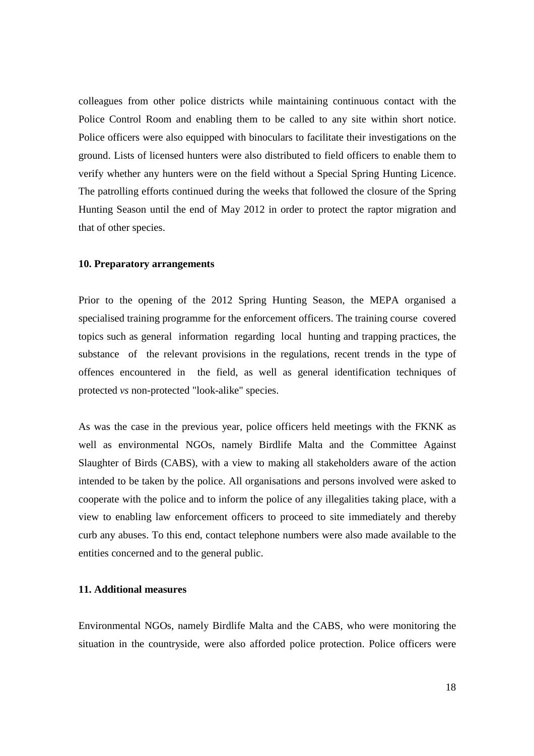colleagues from other police districts while maintaining continuous contact with the Police Control Room and enabling them to be called to any site within short notice. Police officers were also equipped with binoculars to facilitate their investigations on the ground. Lists of licensed hunters were also distributed to field officers to enable them to verify whether any hunters were on the field without a Special Spring Hunting Licence. The patrolling efforts continued during the weeks that followed the closure of the Spring Hunting Season until the end of May 2012 in order to protect the raptor migration and that of other species.

**10. Preparatory arrangements**

Prior to the opening of the 2012 Spring Hunting Season, the MEPA organised a specialised training programme for the enforcement officers. The training course covered topics such as general information regarding local hunting and trapping practices, the substance of the relevant provisions in the regulations, recent trends in the type of offences encountered in the field, as well as general identification techniques of protected *vs* non-protected "look-alike" species.

As was the case in the previous year, police officers held meetings with the FKNK as well as environmental NGOs, namely Birdlife Malta and the Committee Against Slaughter of Birds (CABS), with a view to making all stakeholders aware of the action intended to be taken by the police. All organisations and persons involved were asked to cooperate with the police and to inform the police of any illegalities taking place, with a view to enabling law enforcement officers to proceed to site immediately and thereby curb any abuses. To this end, contact telephone numbers were also made available to the entities concerned and to the general public.

**11. Additional measures**

Environmental NGOs, namely Birdlife Malta and the CABS, who were monitoring the situation in the countryside, were also afforded police protection. Police officers were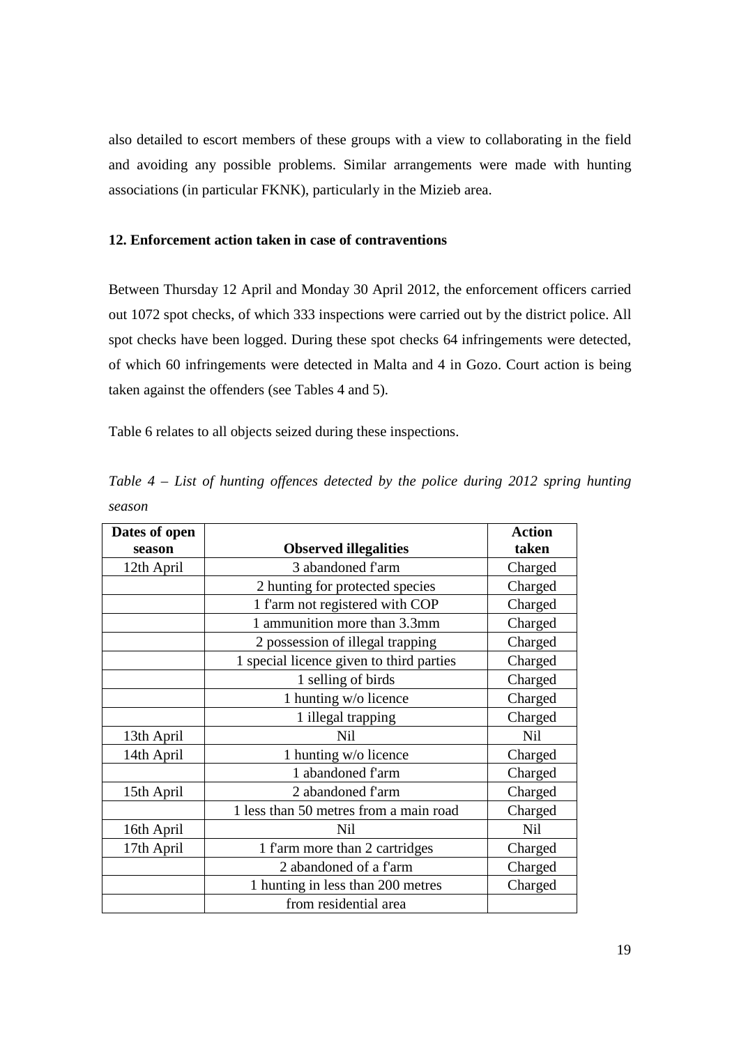also detailed to escort members of these groups with a view to collaborating in the field and avoiding any possible problems. Similar arrangements were made with hunting associations (in particular FKNK), particularly in the Mizieb area.

### 12. Enforcement action taken in case of contraventions

Between Thursday 12 April and Monday 30 April 2012, the enforcement officers carried out 1072 spot checks, of which 333 inspections were carried out by the district police. All spot checks have been logged. During these spot checks 64 infringements were detected, of which 60 infringements were detected in Malta and 4 in Gozo. Court action is being taken against the offenders (see Tables 4 and 5).

Table 6 relates to all objects seized during these inspections.

*Table 4 – List of hunting offences detected by the police during 2012 spring hunting season*

| Dates of open season | Observed illegalities | Action taken |
|---|---|---|
| 12th April | 3 abandoned f'arm | Charged |
| | 2 hunting for protected species | Charged |
| | 1 f'arm not registered with COP | Charged |
| | 1 ammunition more than 3.3mm | Charged |
| | 2 possession of illegal trapping | Charged |
| | 1 special licence given to third parties | Charged |
| | 1 selling of birds | Charged |
| | 1 hunting w/o licence | Charged |
| | 1 illegal trapping | Charged |
| 13th April | Nil | Nil |
| 14th April | 1 hunting w/o licence | Charged |
| | 1 abandoned f'arm | Charged |
| 15th April | 2 abandoned f'arm | Charged |
| | 1 less than 50 metres from a main road | Charged |
| 16th April | Nil | Nil |
| 17th April | 1 f'arm more than 2 cartridges | Charged |
| | 2 abandoned of a f'arm | Charged |
| | 1 hunting in less than 200 metres from residential area | Charged |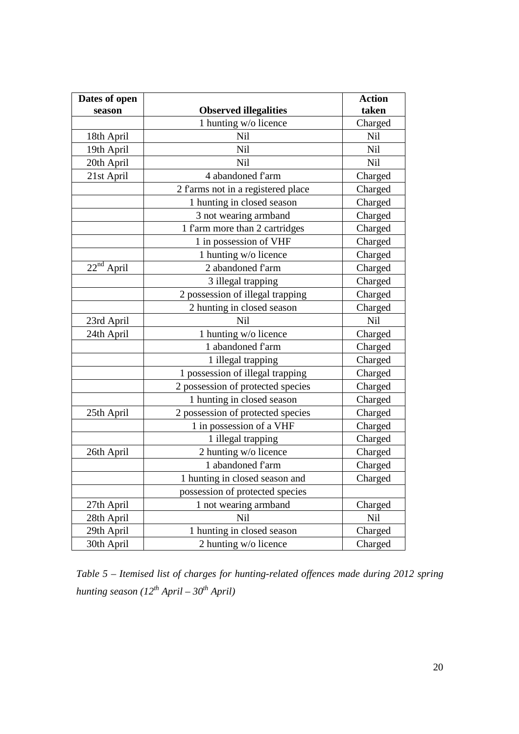| Dates of open season | Observed illegalities | Action taken |
|---|---|---|
| | 1 hunting w/o licence | Charged |
| 18th April | Nil | Nil |
| 19th April | Nil | Nil |
| 20th April | Nil | Nil |
| 21st April | 4 abandoned f'arm | Charged |
| | 2 f'arms not in a registered place | Charged |
| | 1 hunting in closed season | Charged |
| | 3 not wearing armband | Charged |
| | 1 f'arm more than 2 cartridges | Charged |
| | 1 in possession of VHF | Charged |
| | 1 hunting w/o licence | Charged |
| 22nd April | 2 abandoned f'arm | Charged |
| | 3 illegal trapping | Charged |
| | 2 possession of illegal trapping | Charged |
| | 2 hunting in closed season | Charged |
| 23rd April | Nil | Nil |
| 24th April | 1 hunting w/o licence | Charged |
| | 1 abandoned f'arm | Charged |
| | 1 illegal trapping | Charged |
| | 1 possession of illegal trapping | Charged |
| | 2 possession of protected species | Charged |
| | 1 hunting in closed season | Charged |
| 25th April | 2 possession of protected species | Charged |
| | 1 in possession of a VHF | Charged |
| | 1 illegal trapping | Charged |
| 26th April | 2 hunting w/o licence | Charged |
| | 1 abandoned f'arm | Charged |
| | 1 hunting in closed season and | Charged |
| | possession of protected species | |
| 27th April | 1 not wearing armband | Charged |
| 28th April | Nil | Nil |
| 29th April | 1 hunting in closed season | Charged |
| 30th April | 2 hunting w/o licence | Charged |

*Table 5 – Itemised list of charges for hunting-related offences made during 2012 spring hunting season (12th April – 30th April)*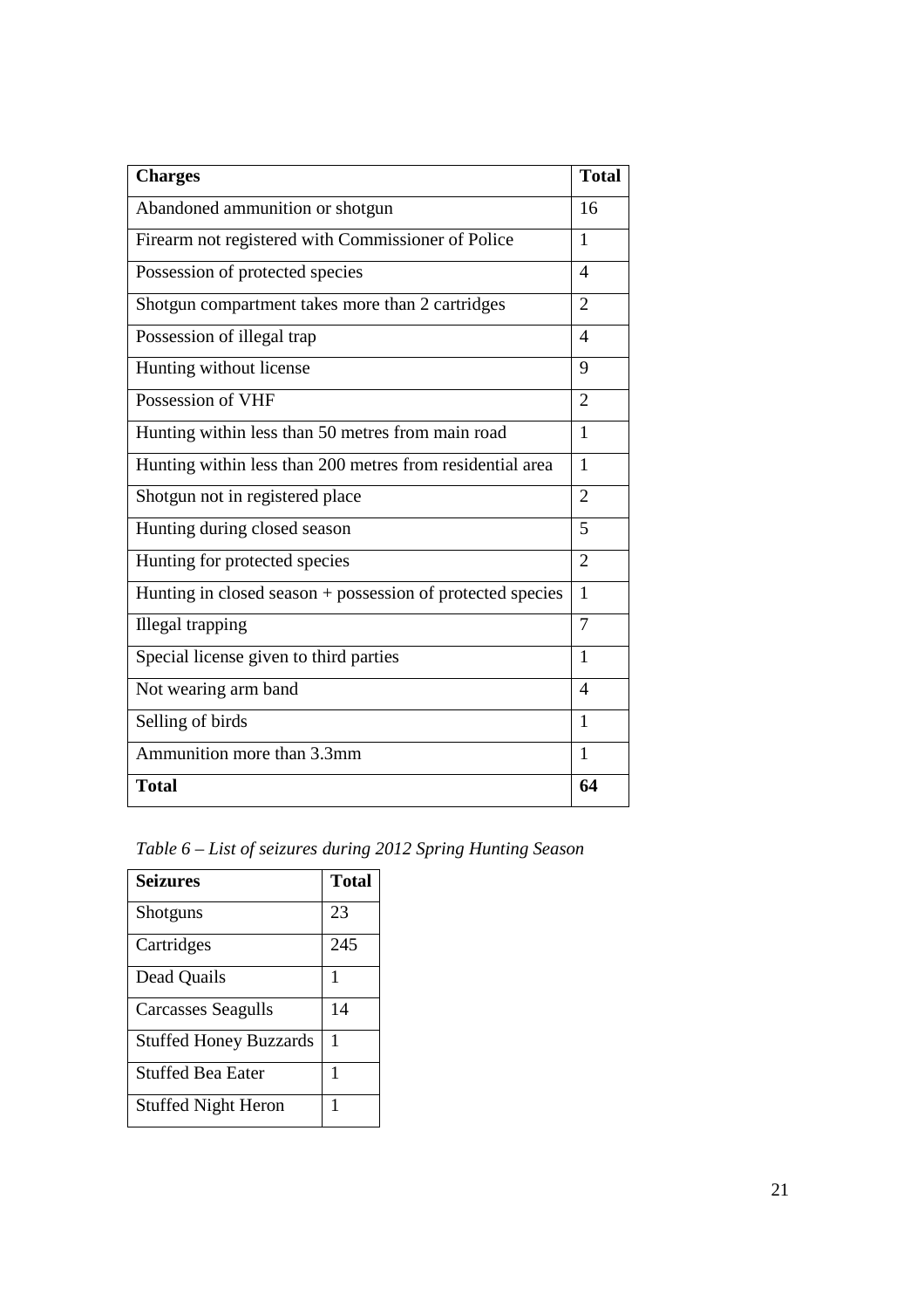| **Charges** | **Total** |
|---|---|
| Abandoned ammunition or shotgun | 16 |
| Firearm not registered with Commissioner of Police | 1 |
| Possession of protected species | 4 |
| Shotgun compartment takes more than 2 cartridges | 2 |
| Possession of illegal trap | 4 |
| Hunting without license | 9 |
| Possession of VHF | 2 |
| Hunting within less than 50 metres from main road | 1 |
| Hunting within less than 200 metres from residential area | 1 |
| Shotgun not in registered place | 2 |
| Hunting during closed season | 5 |
| Hunting for protected species | 2 |
| Hunting in closed season + possession of protected species | 1 |
| Illegal trapping | 7 |
| Special license given to third parties | 1 |
| Not wearing arm band | 4 |
| Selling of birds | 1 |
| Ammunition more than 3.3mm | 1 |
| **Total** | **64** |

*Table 6 – List of seizures during 2012 Spring Hunting Season*

| **Seizures** | **Total** |
|---|---|
| Shotguns | 23 |
| Cartridges | 245 |
| Dead Quails | 1 |
| Carcasses Seagulls | 14 |
| Stuffed Honey Buzzards | 1 |
| Stuffed Bea Eater | 1 |
| Stuffed Night Heron | 1 |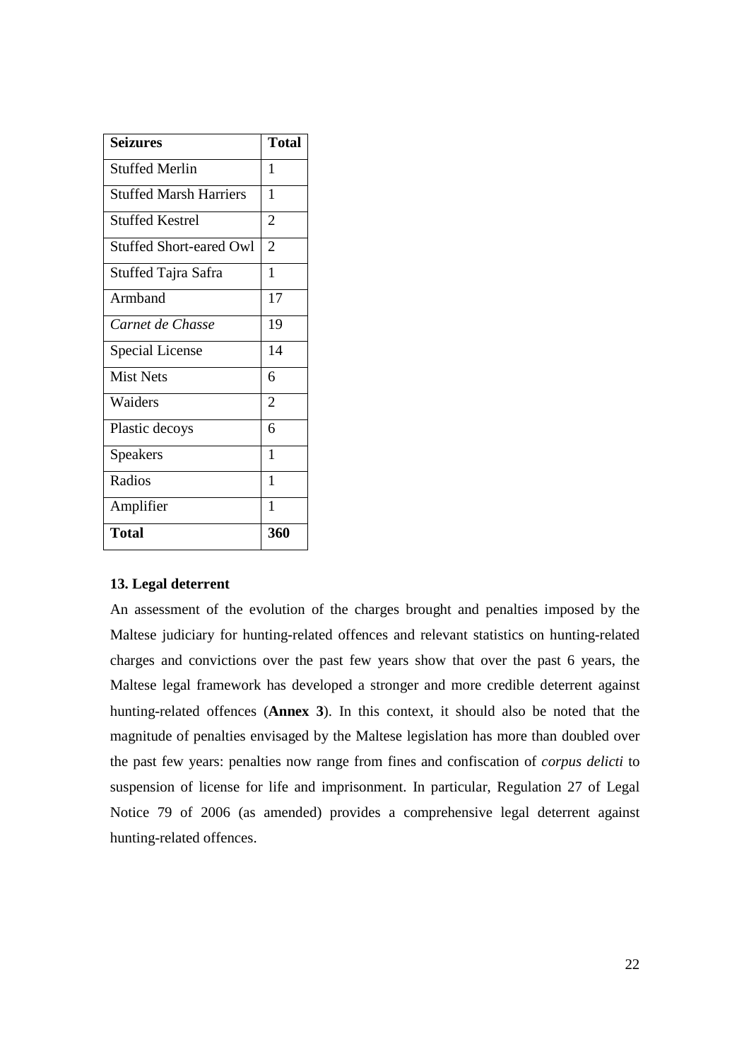| Seizures | Total |
|---|---|
| Stuffed Merlin | 1 |
| Stuffed Marsh Harriers | 1 |
| Stuffed Kestrel | 2 |
| Stuffed Short-eared Owl | 2 |
| Stuffed Tajra Safra | 1 |
| Armband | 17 |
| *Carnet de Chasse* | 19 |
| Special License | 14 |
| Mist Nets | 6 |
| Waiders | 2 |
| Plastic decoys | 6 |
| Speakers | 1 |
| Radios | 1 |
| Amplifier | 1 |
| **Total** | **360** |

#### 13. Legal deterrent

An assessment of the evolution of the charges brought and penalties imposed by the Maltese judiciary for hunting-related offences and relevant statistics on hunting-related charges and convictions over the past few years show that over the past 6 years, the Maltese legal framework has developed a stronger and more credible deterrent against hunting-related offences (**Annex 3**). In this context, it should also be noted that the magnitude of penalties envisaged by the Maltese legislation has more than doubled over the past few years: penalties now range from fines and confiscation of *corpus delicti* to suspension of license for life and imprisonment. In particular, Regulation 27 of Legal Notice 79 of 2006 (as amended) provides a comprehensive legal deterrent against hunting-related offences.